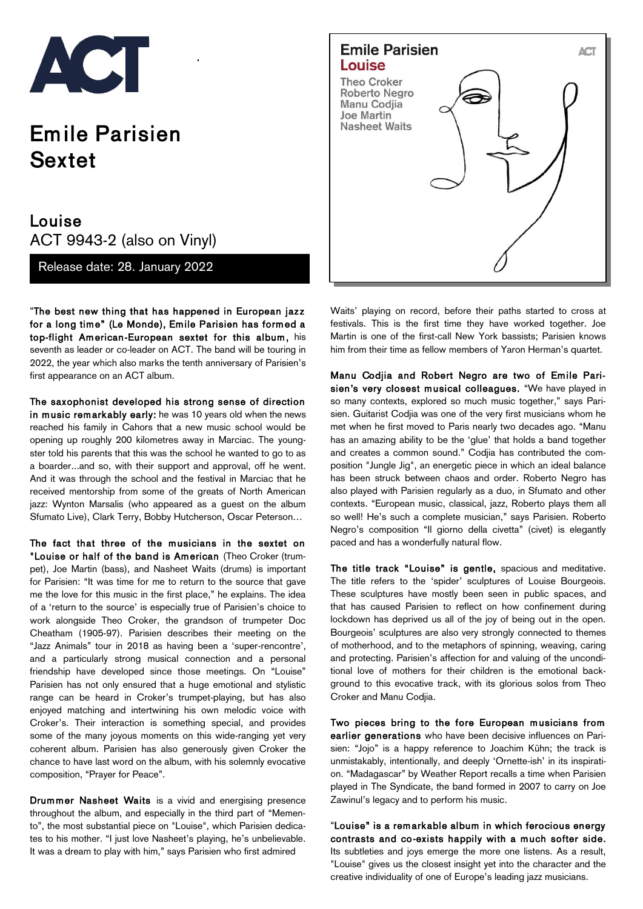ACT

# Emile Parisien Sextet

## Louise

ACT 9943-2 (also on Vinyl)

Release date: 28. January 2022

Emile Parisien
Louise
Theo Croker
Roberto Negro
Manu Codjia
Joe Martin
Nasheet Waits

**"The best new thing that has happened in European jazz for a long time" (Le Monde), Emile Parisien has formed a top-flight American-European sextet for this album,** his seventh as leader or co-leader on ACT. The band will be touring in 2022, the year which also marks the tenth anniversary of Parisien's first appearance on an ACT album.

**The saxophonist developed his strong sense of direction in music remarkably early:** he was 10 years old when the news reached his family in Cahors that a new music school would be opening up roughly 200 kilometres away in Marciac. The youngster told his parents that this was the school he wanted to go to as a boarder...and so, with their support and approval, off he went. And it was through the school and the festival in Marciac that he received mentorship from some of the greats of North American jazz: Wynton Marsalis (who appeared as a guest on the album Sfumato Live), Clark Terry, Bobby Hutcherson, Oscar Peterson…

**The fact that three of the musicians in the sextet on "Louise or half of the band is American** (Theo Croker (trumpet), Joe Martin (bass), and Nasheet Waits (drums) is important for Parisien: "It was time for me to return to the source that gave me the love for this music in the first place," he explains. The idea of a 'return to the source' is especially true of Parisien's choice to work alongside Theo Croker, the grandson of trumpeter Doc Cheatham (1905-97). Parisien describes their meeting on the "Jazz Animals" tour in 2018 as having been a 'super-rencontre', and a particularly strong musical connection and a personal friendship have developed since those meetings. On "Louise" Parisien has not only ensured that a huge emotional and stylistic range can be heard in Croker's trumpet-playing, but has also enjoyed matching and intertwining his own melodic voice with Croker's. Their interaction is something special, and provides some of the many joyous moments on this wide-ranging yet very coherent album. Parisien has also generously given Croker the chance to have last word on the album, with his solemnly evocative composition, "Prayer for Peace".

**Drummer Nasheet Waits** is a vivid and energising presence throughout the album, and especially in the third part of "Memento", the most substantial piece on "Louise", which Parisien dedicates to his mother. "I just love Nasheet's playing, he's unbelievable. It was a dream to play with him," says Parisien who first admired Waits' playing on record, before their paths started to cross at festivals. This is the first time they have worked together. Joe Martin is one of the first-call New York bassists; Parisien knows him from their time as fellow members of Yaron Herman's quartet.

**Manu Codjia and Robert Negro are two of Emile Parisien's very closest musical colleagues.** "We have played in so many contexts, explored so much music together," says Parisien. Guitarist Codjia was one of the very first musicians whom he met when he first moved to Paris nearly two decades ago. "Manu has an amazing ability to be the 'glue' that holds a band together and creates a common sound." Codjia has contributed the composition "Jungle Jig", an energetic piece in which an ideal balance has been struck between chaos and order. Roberto Negro has also played with Parisien regularly as a duo, in Sfumato and other contexts. "European music, classical, jazz, Roberto plays them all so well! He's such a complete musician," says Parisien. Roberto Negro's composition "Il giorno della civetta" (civet) is elegantly paced and has a wonderfully natural flow.

**The title track "Louise" is gentle,** spacious and meditative. The title refers to the 'spider' sculptures of Louise Bourgeois. These sculptures have mostly been seen in public spaces, and that has caused Parisien to reflect on how confinement during lockdown has deprived us all of the joy of being out in the open. Bourgeois' sculptures are also very strongly connected to themes of motherhood, and to the metaphors of spinning, weaving, caring and protecting. Parisien's affection for and valuing of the unconditional love of mothers for their children is the emotional background to this evocative track, with its glorious solos from Theo Croker and Manu Codjia.

**Two pieces bring to the fore European musicians from earlier generations** who have been decisive influences on Parisien: "Jojo" is a happy reference to Joachim Kühn; the track is unmistakably, intentionally, and deeply 'Ornette-ish' in its inspiration. "Madagascar" by Weather Report recalls a time when Parisien played in The Syndicate, the band formed in 2007 to carry on Joe Zawinul's legacy and to perform his music.

**"Louise" is a remarkable album in which ferocious energy contrasts and co-exists happily with a much softer side.** Its subtleties and joys emerge the more one listens. As a result, "Louise" gives us the closest insight yet into the character and the creative individuality of one of Europe's leading jazz musicians.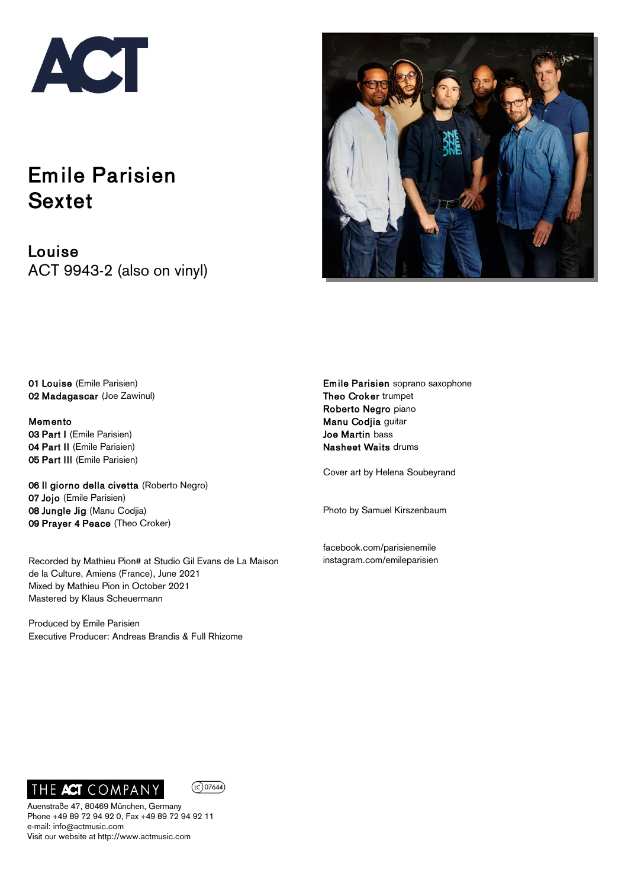ACT

# Emile Parisien Sextet

## Louise

ACT 9943-2 (also on vinyl)

**01 Louise** (Emile Parisien)
**02 Madagascar** (Joe Zawinul)

**Memento**
**03 Part I** (Emile Parisien)
**04 Part II** (Emile Parisien)
**05 Part III** (Emile Parisien)

**06 Il giorno della civetta** (Roberto Negro)
**07 Jojo** (Emile Parisien)
**08 Jungle Jig** (Manu Codjia)
**09 Prayer 4 Peace** (Theo Croker)

Recorded by Mathieu Pion# at Studio Gil Evans de La Maison de la Culture, Amiens (France), June 2021
Mixed by Mathieu Pion in October 2021
Mastered by Klaus Scheuermann

Produced by Emile Parisien
Executive Producer: Andreas Brandis & Full Rhizome

**Emile Parisien** soprano saxophone
**Theo Croker** trumpet
**Roberto Negro** piano
**Manu Codjia** guitar
**Joe Martin** bass
**Nasheet Waits** drums

Cover art by Helena Soubeyrand

Photo by Samuel Kirszenbaum

facebook.com/parisienemile
instagram.com/emileparisien

THE ACT COMPANY

LC 07644

Auenstraße 47, 80469 München, Germany
Phone +49 89 72 94 92 0, Fax +49 89 72 94 92 11
e-mail: info@actmusic.com
Visit our website at http://www.actmusic.com